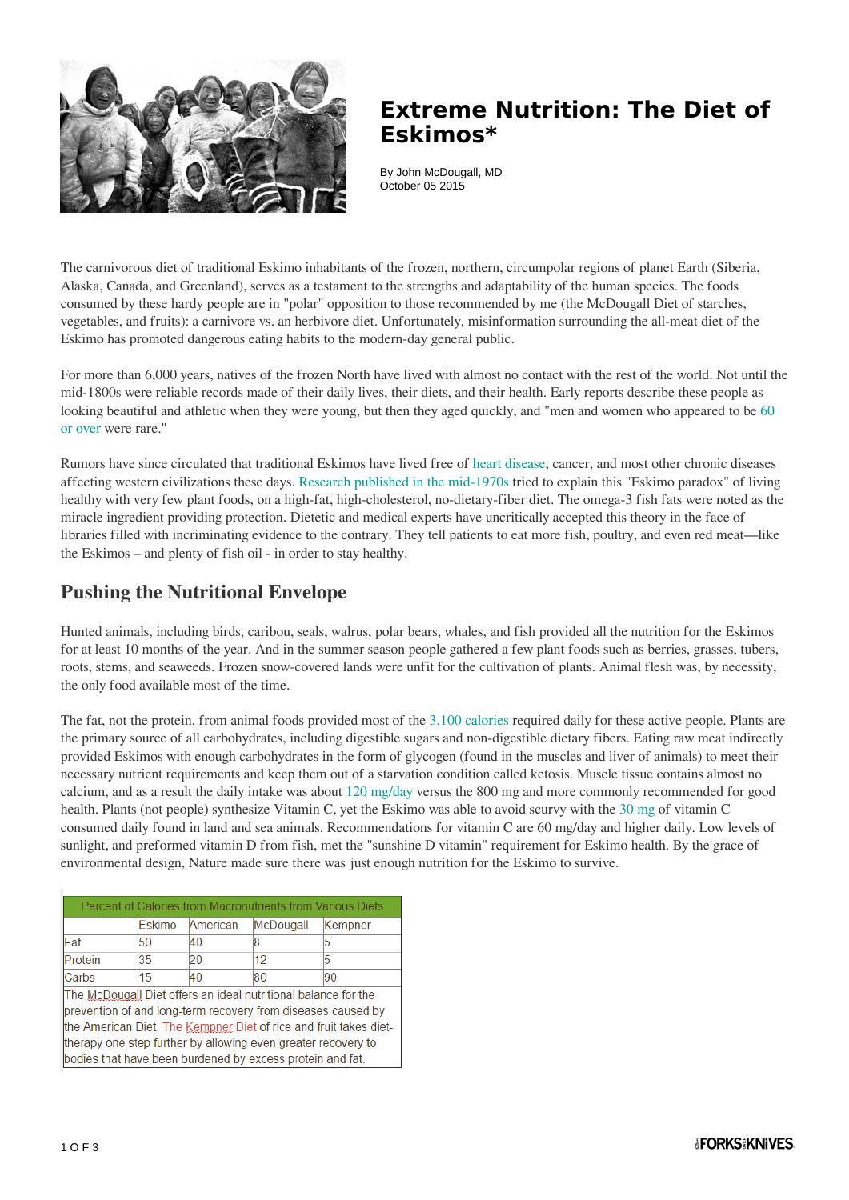# Extreme Nutrition: The Diet of Eskimos*

By John McDougall, MD
October 05 2015

The carnivorous diet of traditional Eskimo inhabitants of the frozen, northern, circumpolar regions of planet Earth (Siberia, Alaska, Canada, and Greenland), serves as a testament to the strengths and adaptability of the human species. The foods consumed by these hardy people are in "polar" opposition to those recommended by me (the McDougall Diet of starches, vegetables, and fruits): a carnivore vs. an herbivore diet. Unfortunately, misinformation surrounding the all-meat diet of the Eskimo has promoted dangerous eating habits to the modern-day general public.

For more than 6,000 years, natives of the frozen North have lived with almost no contact with the rest of the world. Not until the mid-1800s were reliable records made of their daily lives, their diets, and their health. Early reports describe these people as looking beautiful and athletic when they were young, but then they aged quickly, and "men and women who appeared to be 60 or over were rare."

Rumors have since circulated that traditional Eskimos have lived free of heart disease, cancer, and most other chronic diseases affecting western civilizations these days. Research published in the mid-1970s tried to explain this "Eskimo paradox" of living healthy with very few plant foods, on a high-fat, high-cholesterol, no-dietary-fiber diet. The omega-3 fish fats were noted as the miracle ingredient providing protection. Dietetic and medical experts have uncritically accepted this theory in the face of libraries filled with incriminating evidence to the contrary. They tell patients to eat more fish, poultry, and even red meat—like the Eskimos – and plenty of fish oil - in order to stay healthy.

## Pushing the Nutritional Envelope

Hunted animals, including birds, caribou, seals, walrus, polar bears, whales, and fish provided all the nutrition for the Eskimos for at least 10 months of the year. And in the summer season people gathered a few plant foods such as berries, grasses, tubers, roots, stems, and seaweeds. Frozen snow-covered lands were unfit for the cultivation of plants. Animal flesh was, by necessity, the only food available most of the time.

The fat, not the protein, from animal foods provided most of the 3,100 calories required daily for these active people. Plants are the primary source of all carbohydrates, including digestible sugars and non-digestible dietary fibers. Eating raw meat indirectly provided Eskimos with enough carbohydrates in the form of glycogen (found in the muscles and liver of animals) to meet their necessary nutrient requirements and keep them out of a starvation condition called ketosis. Muscle tissue contains almost no calcium, and as a result the daily intake was about 120 mg/day versus the 800 mg and more commonly recommended for good health. Plants (not people) synthesize Vitamin C, yet the Eskimo was able to avoid scurvy with the 30 mg of vitamin C consumed daily found in land and sea animals. Recommendations for vitamin C are 60 mg/day and higher daily. Low levels of sunlight, and preformed vitamin D from fish, met the "sunshine D vitamin" requirement for Eskimo health. By the grace of environmental design, Nature made sure there was just enough nutrition for the Eskimo to survive.

| Percent of Calories from Macronutrients from Various Diets | | | | |
|---|---|---|---|---|
| | Eskimo | American | McDougall | Kempner |
| Fat | 50 | 40 | 8 | 5 |
| Protein | 35 | 20 | 12 | 5 |
| Carbs | 15 | 40 | 80 | 90 |

The McDougall Diet offers an ideal nutritional balance for the prevention of and long-term recovery from diseases caused by the American Diet. The Kempner Diet of rice and fruit takes diet-therapy one step further by allowing even greater recovery to bodies that have been burdened by excess protein and fat.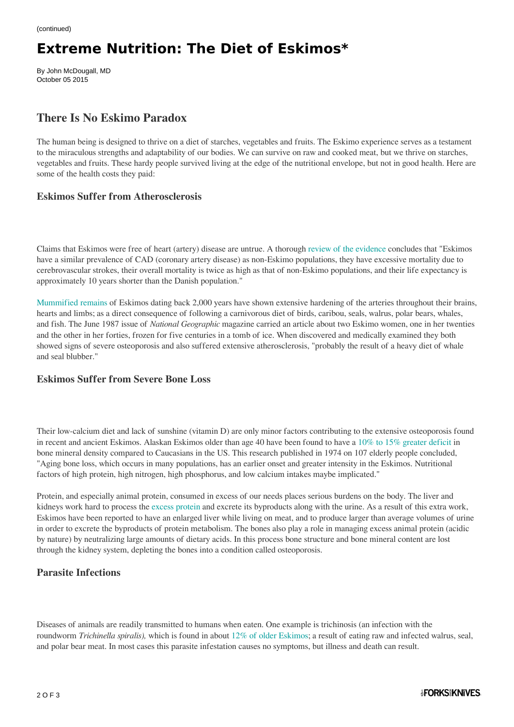(continued)

# Extreme Nutrition: The Diet of Eskimos*

By John McDougall, MD
October 05 2015

## There Is No Eskimo Paradox

The human being is designed to thrive on a diet of starches, vegetables and fruits. The Eskimo experience serves as a testament to the miraculous strengths and adaptability of our bodies. We can survive on raw and cooked meat, but we thrive on starches, vegetables and fruits. These hardy people survived living at the edge of the nutritional envelope, but not in good health. Here are some of the health costs they paid:

### Eskimos Suffer from Atherosclerosis

Claims that Eskimos were free of heart (artery) disease are untrue. A thorough review of the evidence concludes that "Eskimos have a similar prevalence of CAD (coronary artery disease) as non-Eskimo populations, they have excessive mortality due to cerebrovascular strokes, their overall mortality is twice as high as that of non-Eskimo populations, and their life expectancy is approximately 10 years shorter than the Danish population."

Mummified remains of Eskimos dating back 2,000 years have shown extensive hardening of the arteries throughout their brains, hearts and limbs; as a direct consequence of following a carnivorous diet of birds, caribou, seals, walrus, polar bears, whales, and fish. The June 1987 issue of *National Geographic* magazine carried an article about two Eskimo women, one in her twenties and the other in her forties, frozen for five centuries in a tomb of ice. When discovered and medically examined they both showed signs of severe osteoporosis and also suffered extensive atherosclerosis, "probably the result of a heavy diet of whale and seal blubber."

### Eskimos Suffer from Severe Bone Loss

Their low-calcium diet and lack of sunshine (vitamin D) are only minor factors contributing to the extensive osteoporosis found in recent and ancient Eskimos. Alaskan Eskimos older than age 40 have been found to have a 10% to 15% greater deficit in bone mineral density compared to Caucasians in the US. This research published in 1974 on 107 elderly people concluded, "Aging bone loss, which occurs in many populations, has an earlier onset and greater intensity in the Eskimos. Nutritional factors of high protein, high nitrogen, high phosphorus, and low calcium intakes maybe implicated."

Protein, and especially animal protein, consumed in excess of our needs places serious burdens on the body. The liver and kidneys work hard to process the excess protein and excrete its byproducts along with the urine. As a result of this extra work, Eskimos have been reported to have an enlarged liver while living on meat, and to produce larger than average volumes of urine in order to excrete the byproducts of protein metabolism. The bones also play a role in managing excess animal protein (acidic by nature) by neutralizing large amounts of dietary acids. In this process bone structure and bone mineral content are lost through the kidney system, depleting the bones into a condition called osteoporosis.

### Parasite Infections

Diseases of animals are readily transmitted to humans when eaten. One example is trichinosis (an infection with the roundworm *Trichinella spiralis),* which is found in about 12% of older Eskimos; a result of eating raw and infected walrus, seal, and polar bear meat. In most cases this parasite infestation causes no symptoms, but illness and death can result.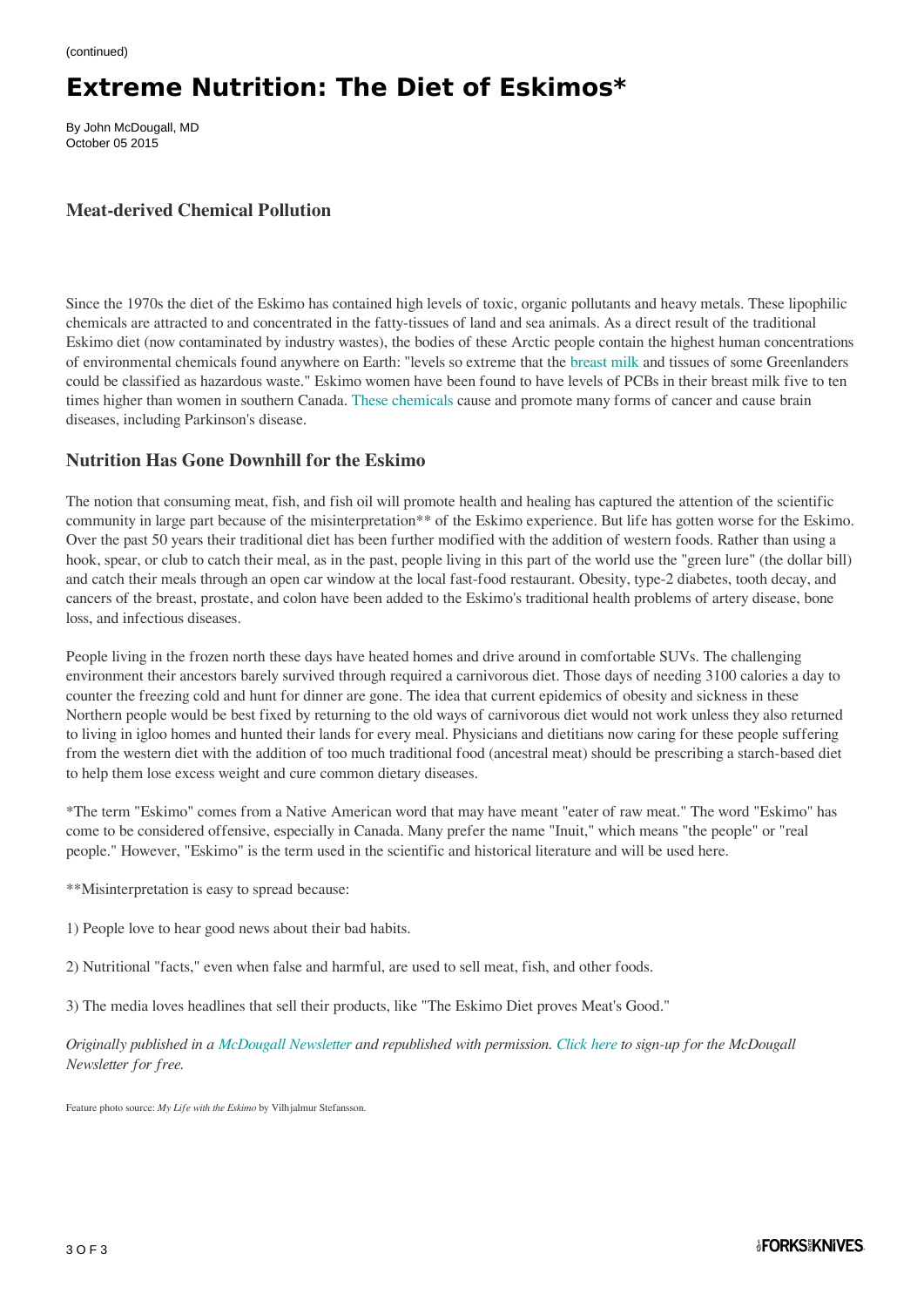(continued)

# Extreme Nutrition: The Diet of Eskimos*

By John McDougall, MD
October 05 2015

### Meat-derived Chemical Pollution

Since the 1970s the diet of the Eskimo has contained high levels of toxic, organic pollutants and heavy metals. These lipophilic chemicals are attracted to and concentrated in the fatty-tissues of land and sea animals. As a direct result of the traditional Eskimo diet (now contaminated by industry wastes), the bodies of these Arctic people contain the highest human concentrations of environmental chemicals found anywhere on Earth: "levels so extreme that the breast milk and tissues of some Greenlanders could be classified as hazardous waste." Eskimo women have been found to have levels of PCBs in their breast milk five to ten times higher than women in southern Canada. These chemicals cause and promote many forms of cancer and cause brain diseases, including Parkinson's disease.

### Nutrition Has Gone Downhill for the Eskimo

The notion that consuming meat, fish, and fish oil will promote health and healing has captured the attention of the scientific community in large part because of the misinterpretation** of the Eskimo experience. But life has gotten worse for the Eskimo. Over the past 50 years their traditional diet has been further modified with the addition of western foods. Rather than using a hook, spear, or club to catch their meal, as in the past, people living in this part of the world use the "green lure" (the dollar bill) and catch their meals through an open car window at the local fast-food restaurant. Obesity, type-2 diabetes, tooth decay, and cancers of the breast, prostate, and colon have been added to the Eskimo's traditional health problems of artery disease, bone loss, and infectious diseases.

People living in the frozen north these days have heated homes and drive around in comfortable SUVs. The challenging environment their ancestors barely survived through required a carnivorous diet. Those days of needing 3100 calories a day to counter the freezing cold and hunt for dinner are gone. The idea that current epidemics of obesity and sickness in these Northern people would be best fixed by returning to the old ways of carnivorous diet would not work unless they also returned to living in igloo homes and hunted their lands for every meal. Physicians and dietitians now caring for these people suffering from the western diet with the addition of too much traditional food (ancestral meat) should be prescribing a starch-based diet to help them lose excess weight and cure common dietary diseases.

*The term "Eskimo" comes from a Native American word that may have meant "eater of raw meat." The word "Eskimo" has come to be considered offensive, especially in Canada. Many prefer the name "Inuit," which means "the people" or "real people." However, "Eskimo" is the term used in the scientific and historical literature and will be used here.

**Misinterpretation is easy to spread because:

1) People love to hear good news about their bad habits.

2) Nutritional "facts," even when false and harmful, are used to sell meat, fish, and other foods.

3) The media loves headlines that sell their products, like "The Eskimo Diet proves Meat's Good."

*Originally published in a McDougall Newsletter and republished with permission. Click here to sign-up for the McDougall Newsletter for free.*

Feature photo source: *My Life with the Eskimo* by Vilhjalmur Stefansson.